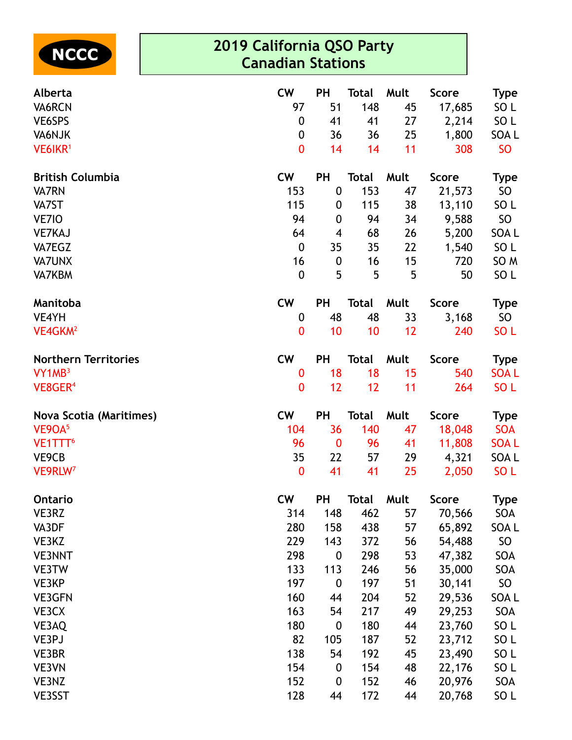NCCC

# 2019 California QSO Party
# Canadian Stations

| Alberta | CW | PH | Total | Mult | Score | Type |
|---|---|---|---|---|---|---|
| VA6RCN | 97 | 51 | 148 | 45 | 17,685 | SO L |
| VE6SPS | 0 | 41 | 41 | 27 | 2,214 | SO L |
| VA6NJK | 0 | 36 | 36 | 25 | 1,800 | SOA L |
| VE6IKR[1] | 0 | 14 | 14 | 11 | 308 | SO |

| British Columbia | CW | PH | Total | Mult | Score | Type |
|---|---|---|---|---|---|---|
| VA7RN | 153 | 0 | 153 | 47 | 21,573 | SO |
| VA7ST | 115 | 0 | 115 | 38 | 13,110 | SO L |
| VE7IO | 94 | 0 | 94 | 34 | 9,588 | SO |
| VE7KAJ | 64 | 4 | 68 | 26 | 5,200 | SOA L |
| VA7EGZ | 0 | 35 | 35 | 22 | 1,540 | SO L |
| VA7UNX | 16 | 0 | 16 | 15 | 720 | SO M |
| VA7KBM | 0 | 5 | 5 | 5 | 50 | SO L |

| Manitoba | CW | PH | Total | Mult | Score | Type |
|---|---|---|---|---|---|---|
| VE4YH | 0 | 48 | 48 | 33 | 3,168 | SO |
| VE4GKM[2] | 0 | 10 | 10 | 12 | 240 | SO L |

| Northern Territories | CW | PH | Total | Mult | Score | Type |
|---|---|---|---|---|---|---|
| VY1MB[3] | 0 | 18 | 18 | 15 | 540 | SOA L |
| VE8GER[4] | 0 | 12 | 12 | 11 | 264 | SO L |

| Nova Scotia (Maritimes) | CW | PH | Total | Mult | Score | Type |
|---|---|---|---|---|---|---|
| VE9OA[5] | 104 | 36 | 140 | 47 | 18,048 | SOA |
| VE1TTT[6] | 96 | 0 | 96 | 41 | 11,808 | SOA L |
| VE9CB | 35 | 22 | 57 | 29 | 4,321 | SOA L |
| VE9RLW[7] | 0 | 41 | 41 | 25 | 2,050 | SO L |

| Ontario | CW | PH | Total | Mult | Score | Type |
|---|---|---|---|---|---|---|
| VE3RZ | 314 | 148 | 462 | 57 | 70,566 | SOA |
| VA3DF | 280 | 158 | 438 | 57 | 65,892 | SOA L |
| VE3KZ | 229 | 143 | 372 | 56 | 54,488 | SO |
| VE3NNT | 298 | 0 | 298 | 53 | 47,382 | SOA |
| VE3TW | 133 | 113 | 246 | 56 | 35,000 | SOA |
| VE3KP | 197 | 0 | 197 | 51 | 30,141 | SO |
| VE3GFN | 160 | 44 | 204 | 52 | 29,536 | SOA L |
| VE3CX | 163 | 54 | 217 | 49 | 29,253 | SOA |
| VE3AQ | 180 | 0 | 180 | 44 | 23,760 | SO L |
| VE3PJ | 82 | 105 | 187 | 52 | 23,712 | SO L |
| VE3BR | 138 | 54 | 192 | 45 | 23,490 | SO L |
| VE3VN | 154 | 0 | 154 | 48 | 22,176 | SO L |
| VE3NZ | 152 | 0 | 152 | 46 | 20,976 | SOA |
| VE3SST | 128 | 44 | 172 | 44 | 20,768 | SO L |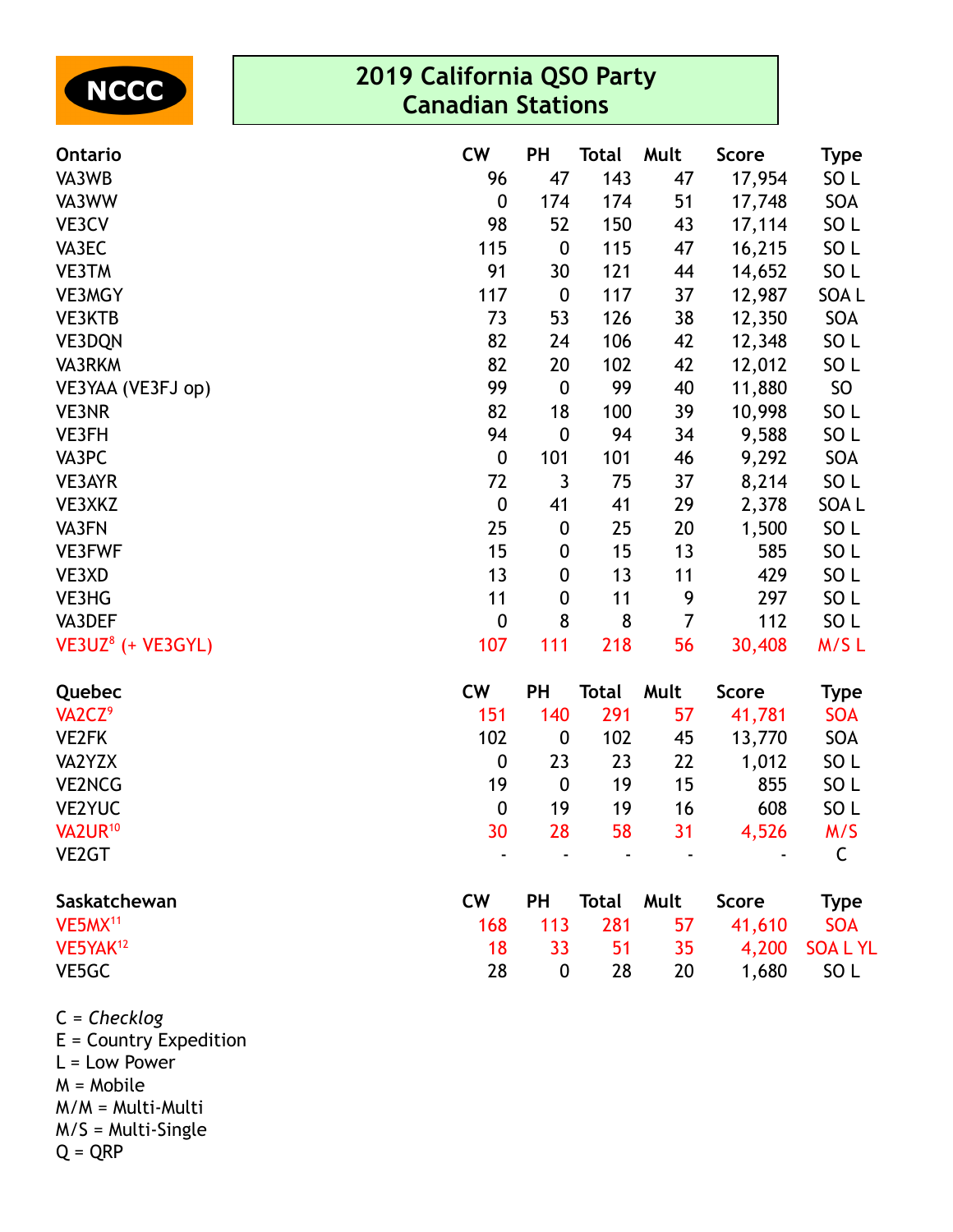NCCC

# 2019 California QSO Party
## Canadian Stations

| Ontario | CW | PH | Total | Mult | Score | Type |
|---|---|---|---|---|---|---|
| VA3WB | 96 | 47 | 143 | 47 | 17,954 | SO L |
| VA3WW | 0 | 174 | 174 | 51 | 17,748 | SOA |
| VE3CV | 98 | 52 | 150 | 43 | 17,114 | SO L |
| VA3EC | 115 | 0 | 115 | 47 | 16,215 | SO L |
| VE3TM | 91 | 30 | 121 | 44 | 14,652 | SO L |
| VE3MGY | 117 | 0 | 117 | 37 | 12,987 | SOA L |
| VE3KTB | 73 | 53 | 126 | 38 | 12,350 | SOA |
| VE3DQN | 82 | 24 | 106 | 42 | 12,348 | SO L |
| VA3RKM | 82 | 20 | 102 | 42 | 12,012 | SO L |
| VE3YAA (VE3FJ op) | 99 | 0 | 99 | 40 | 11,880 | SO |
| VE3NR | 82 | 18 | 100 | 39 | 10,998 | SO L |
| VE3FH | 94 | 0 | 94 | 34 | 9,588 | SO L |
| VA3PC | 0 | 101 | 101 | 46 | 9,292 | SOA |
| VE3AYR | 72 | 3 | 75 | 37 | 8,214 | SO L |
| VE3XKZ | 0 | 41 | 41 | 29 | 2,378 | SOA L |
| VA3FN | 25 | 0 | 25 | 20 | 1,500 | SO L |
| VE3FWF | 15 | 0 | 15 | 13 | 585 | SO L |
| VE3XD | 13 | 0 | 13 | 11 | 429 | SO L |
| VE3HG | 11 | 0 | 11 | 9 | 297 | SO L |
| VA3DEF | 0 | 8 | 8 | 7 | 112 | SO L |
| VE3UZ[8] (+ VE3GYL) | 107 | 111 | 218 | 56 | 30,408 | M/S L |

| Quebec | CW | PH | Total | Mult | Score | Type |
|---|---|---|---|---|---|---|
| VA2CZ[9] | 151 | 140 | 291 | 57 | 41,781 | SOA |
| VE2FK | 102 | 0 | 102 | 45 | 13,770 | SOA |
| VA2YZX | 0 | 23 | 23 | 22 | 1,012 | SO L |
| VE2NCG | 19 | 0 | 19 | 15 | 855 | SO L |
| VE2YUC | 0 | 19 | 19 | 16 | 608 | SO L |
| VA2UR[10] | 30 | 28 | 58 | 31 | 4,526 | M/S |
| VE2GT | - | - | - | - | - | C |

| Saskatchewan | CW | PH | Total | Mult | Score | Type |
|---|---|---|---|---|---|---|
| VE5MX[11] | 168 | 113 | 281 | 57 | 41,610 | SOA |
| VE5YAK[12] | 18 | 33 | 51 | 35 | 4,200 | SOA L YL |
| VE5GC | 28 | 0 | 28 | 20 | 1,680 | SO L |

C = *Checklog*
E = Country Expedition
L = Low Power
M = Mobile
M/M = Multi-Multi
M/S = Multi-Single
Q = QRP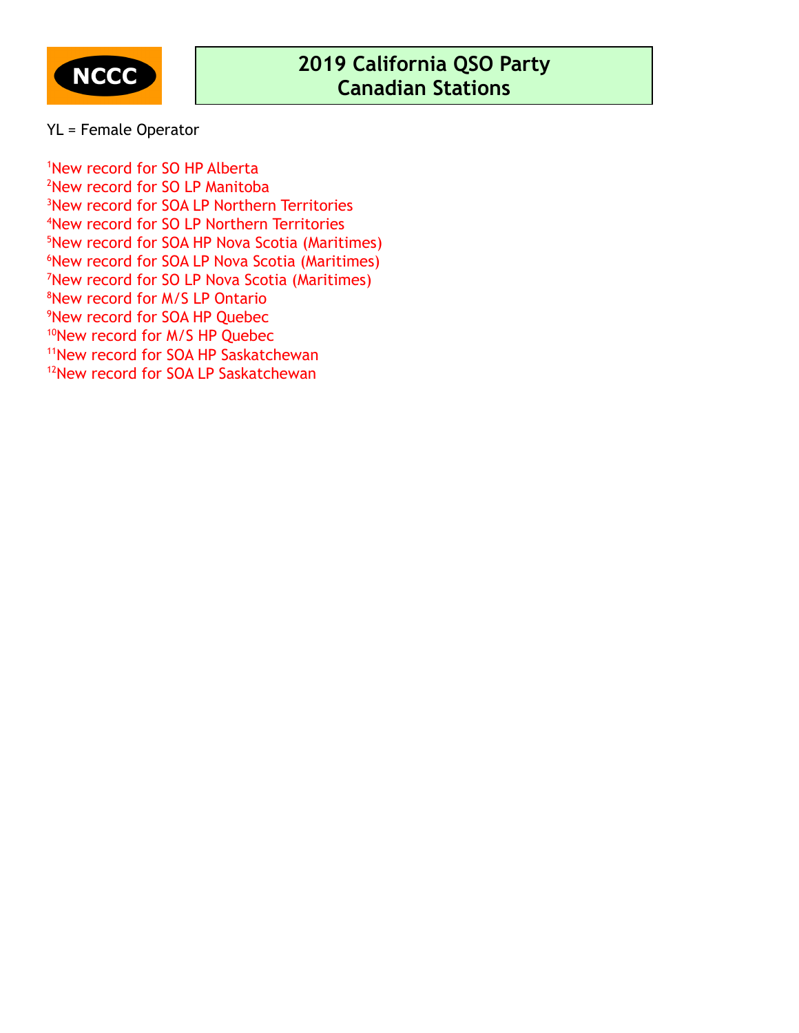NCCC

# 2019 California QSO Party
## Canadian Stations

YL = Female Operator

[1]New record for SO HP Alberta
[2]New record for SO LP Manitoba
[3]New record for SOA LP Northern Territories
[4]New record for SO LP Northern Territories
[5]New record for SOA HP Nova Scotia (Maritimes)
[6]New record for SOA LP Nova Scotia (Maritimes)
[7]New record for SO LP Nova Scotia (Maritimes)
[8]New record for M/S LP Ontario
[9]New record for SOA HP Quebec
[10]New record for M/S HP Quebec
[11]New record for SOA HP Saskatchewan
[12]New record for SOA LP Saskatchewan